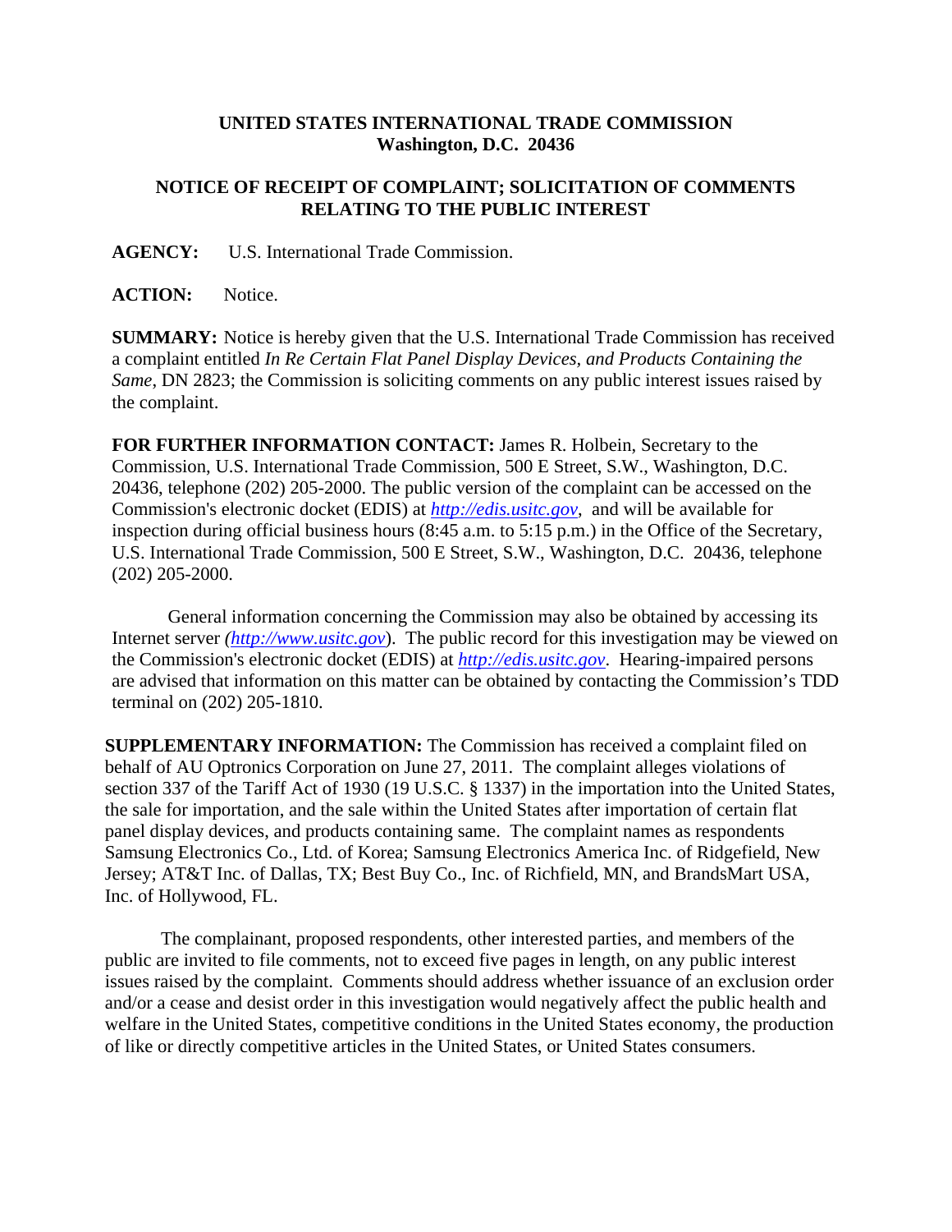**UNITED STATES INTERNATIONAL TRADE COMMISSION**
**Washington, D.C. 20436**

**NOTICE OF RECEIPT OF COMPLAINT; SOLICITATION OF COMMENTS RELATING TO THE PUBLIC INTEREST**

**AGENCY:** U.S. International Trade Commission.

**ACTION:** Notice.

**SUMMARY:** Notice is hereby given that the U.S. International Trade Commission has received a complaint entitled *In Re Certain Flat Panel Display Devices, and Products Containing the Same*, DN 2823; the Commission is soliciting comments on any public interest issues raised by the complaint.

**FOR FURTHER INFORMATION CONTACT:** James R. Holbein, Secretary to the Commission, U.S. International Trade Commission, 500 E Street, S.W., Washington, D.C. 20436, telephone (202) 205-2000. The public version of the complaint can be accessed on the Commission's electronic docket (EDIS) at *http://edis.usitc.gov*, and will be available for inspection during official business hours (8:45 a.m. to 5:15 p.m.) in the Office of the Secretary, U.S. International Trade Commission, 500 E Street, S.W., Washington, D.C. 20436, telephone (202) 205-2000.

General information concerning the Commission may also be obtained by accessing its Internet server *(http://www.usitc.gov)*. The public record for this investigation may be viewed on the Commission's electronic docket (EDIS) at *http://edis.usitc.gov*. Hearing-impaired persons are advised that information on this matter can be obtained by contacting the Commission's TDD terminal on (202) 205-1810.

**SUPPLEMENTARY INFORMATION:** The Commission has received a complaint filed on behalf of AU Optronics Corporation on June 27, 2011. The complaint alleges violations of section 337 of the Tariff Act of 1930 (19 U.S.C. § 1337) in the importation into the United States, the sale for importation, and the sale within the United States after importation of certain flat panel display devices, and products containing same. The complaint names as respondents Samsung Electronics Co., Ltd. of Korea; Samsung Electronics America Inc. of Ridgefield, New Jersey; AT&T Inc. of Dallas, TX; Best Buy Co., Inc. of Richfield, MN, and BrandsMart USA, Inc. of Hollywood, FL.

The complainant, proposed respondents, other interested parties, and members of the public are invited to file comments, not to exceed five pages in length, on any public interest issues raised by the complaint. Comments should address whether issuance of an exclusion order and/or a cease and desist order in this investigation would negatively affect the public health and welfare in the United States, competitive conditions in the United States economy, the production of like or directly competitive articles in the United States, or United States consumers.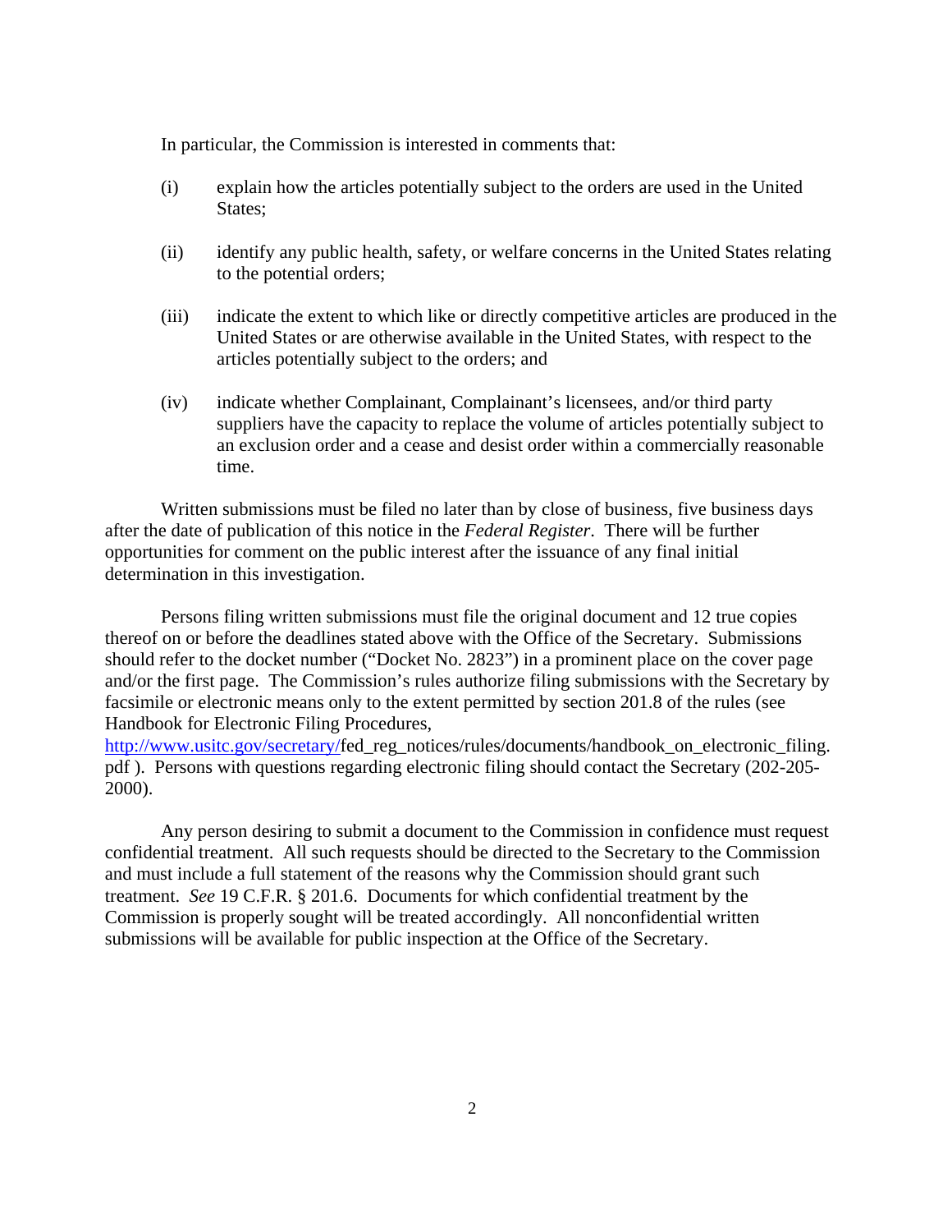In particular, the Commission is interested in comments that:

(i) explain how the articles potentially subject to the orders are used in the United States;

(ii) identify any public health, safety, or welfare concerns in the United States relating to the potential orders;

(iii) indicate the extent to which like or directly competitive articles are produced in the United States or are otherwise available in the United States, with respect to the articles potentially subject to the orders; and

(iv) indicate whether Complainant, Complainant's licensees, and/or third party suppliers have the capacity to replace the volume of articles potentially subject to an exclusion order and a cease and desist order within a commercially reasonable time.

Written submissions must be filed no later than by close of business, five business days after the date of publication of this notice in the *Federal Register*. There will be further opportunities for comment on the public interest after the issuance of any final initial determination in this investigation.

Persons filing written submissions must file the original document and 12 true copies thereof on or before the deadlines stated above with the Office of the Secretary. Submissions should refer to the docket number ("Docket No. 2823") in a prominent place on the cover page and/or the first page. The Commission's rules authorize filing submissions with the Secretary by facsimile or electronic means only to the extent permitted by section 201.8 of the rules (see Handbook for Electronic Filing Procedures, http://www.usitc.gov/secretary/fed_reg_notices/rules/documents/handbook_on_electronic_filing.pdf ). Persons with questions regarding electronic filing should contact the Secretary (202-205-2000).

Any person desiring to submit a document to the Commission in confidence must request confidential treatment. All such requests should be directed to the Secretary to the Commission and must include a full statement of the reasons why the Commission should grant such treatment. *See* 19 C.F.R. § 201.6. Documents for which confidential treatment by the Commission is properly sought will be treated accordingly. All nonconfidential written submissions will be available for public inspection at the Office of the Secretary.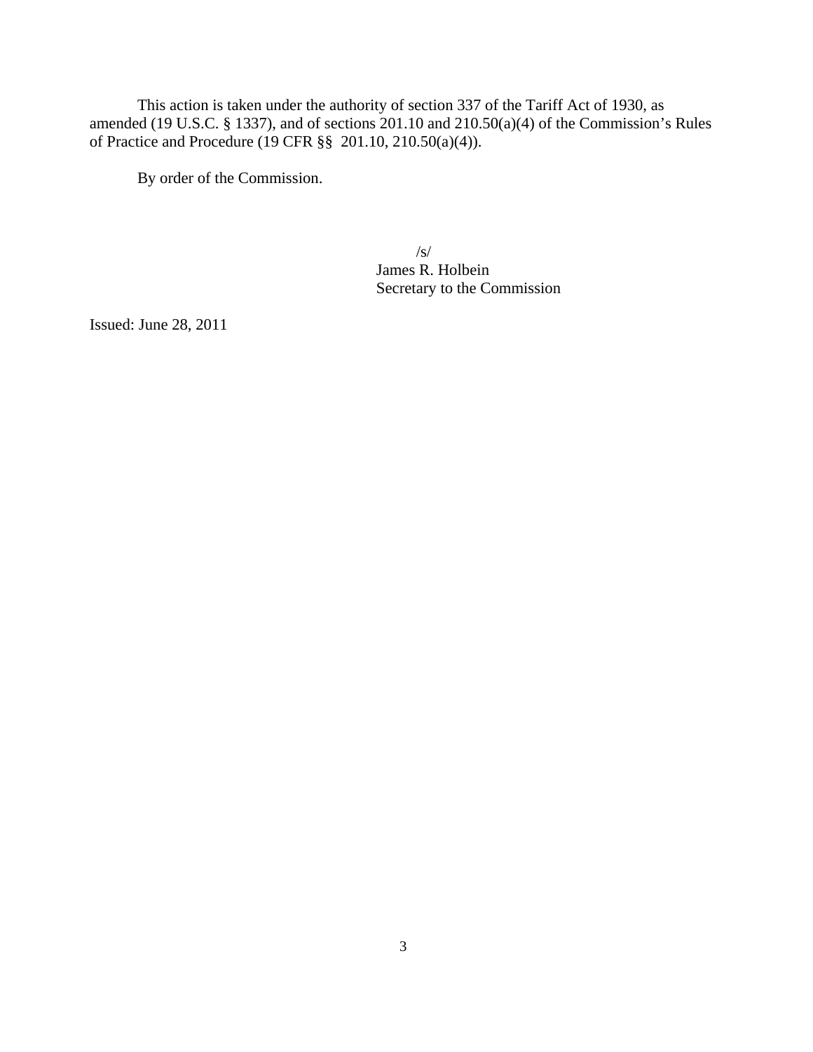This action is taken under the authority of section 337 of the Tariff Act of 1930, as amended (19 U.S.C. § 1337), and of sections 201.10 and 210.50(a)(4) of the Commission's Rules of Practice and Procedure (19 CFR §§ 201.10, 210.50(a)(4)).

By order of the Commission.

/s/
James R. Holbein
Secretary to the Commission

Issued: June 28, 2011